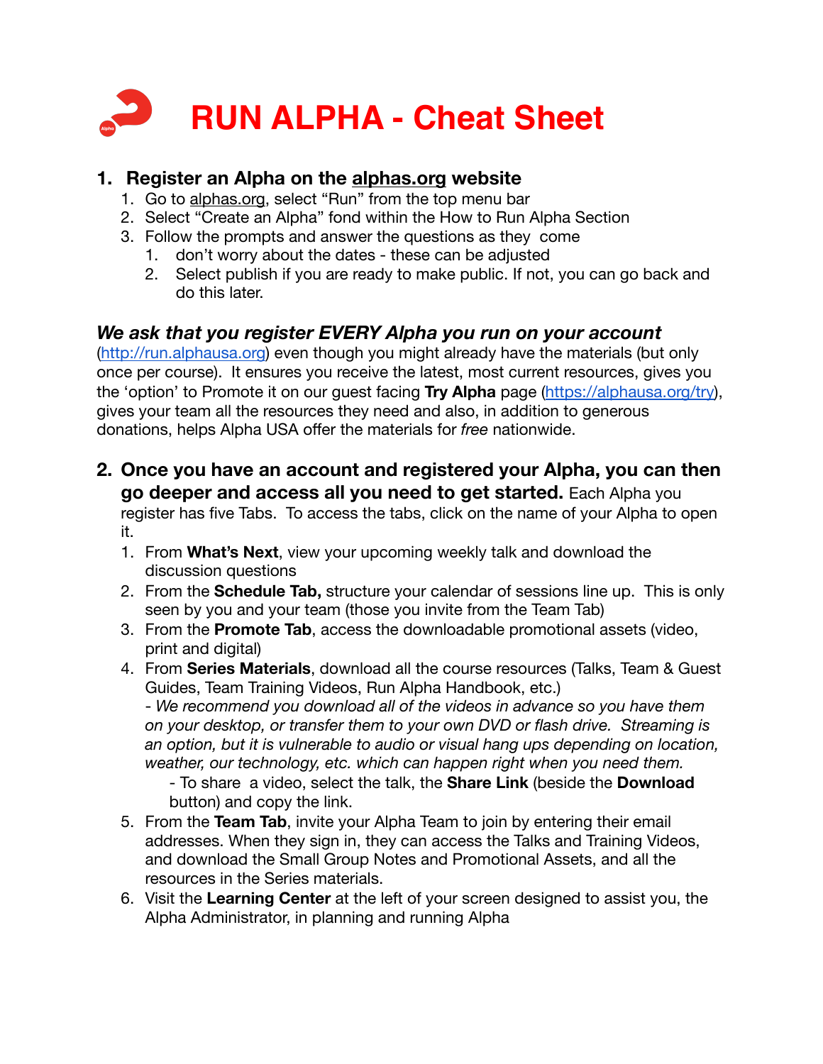# RUN ALPHA - Cheat Sheet

## 1. Register an Alpha on the alphas.org website

1. Go to alphas.org, select "Run" from the top menu bar
2. Select "Create an Alpha" fond within the How to Run Alpha Section
3. Follow the prompts and answer the questions as they come
    1. don't worry about the dates - these can be adjusted
    2. Select publish if you are ready to make public. If not, you can go back and do this later.

### *We ask that you register EVERY Alpha you run on your account*

(http://run.alphausa.org) even though you might already have the materials (but only once per course). It ensures you receive the latest, most current resources, gives you the 'option' to Promote it on our guest facing **Try Alpha** page (https://alphausa.org/try), gives your team all the resources they need and also, in addition to generous donations, helps Alpha USA offer the materials for *free* nationwide.

## 2. Once you have an account and registered your Alpha, you can then go deeper and access all you need to get started.

Each Alpha you register has five Tabs. To access the tabs, click on the name of your Alpha to open it.

1. From **What's Next**, view your upcoming weekly talk and download the discussion questions
2. From the **Schedule Tab,** structure your calendar of sessions line up. This is only seen by you and your team (those you invite from the Team Tab)
3. From the **Promote Tab**, access the downloadable promotional assets (video, print and digital)
4. From **Series Materials**, download all the course resources (Talks, Team & Guest Guides, Team Training Videos, Run Alpha Handbook, etc.)
   - *We recommend you download all of the videos in advance so you have them on your desktop, or transfer them to your own DVD or flash drive. Streaming is an option, but it is vulnerable to audio or visual hang ups depending on location, weather, our technology, etc. which can happen right when you need them.*
     - To share a video, select the talk, the **Share Link** (beside the **Download** button) and copy the link.
5. From the **Team Tab**, invite your Alpha Team to join by entering their email addresses. When they sign in, they can access the Talks and Training Videos, and download the Small Group Notes and Promotional Assets, and all the resources in the Series materials.
6. Visit the **Learning Center** at the left of your screen designed to assist you, the Alpha Administrator, in planning and running Alpha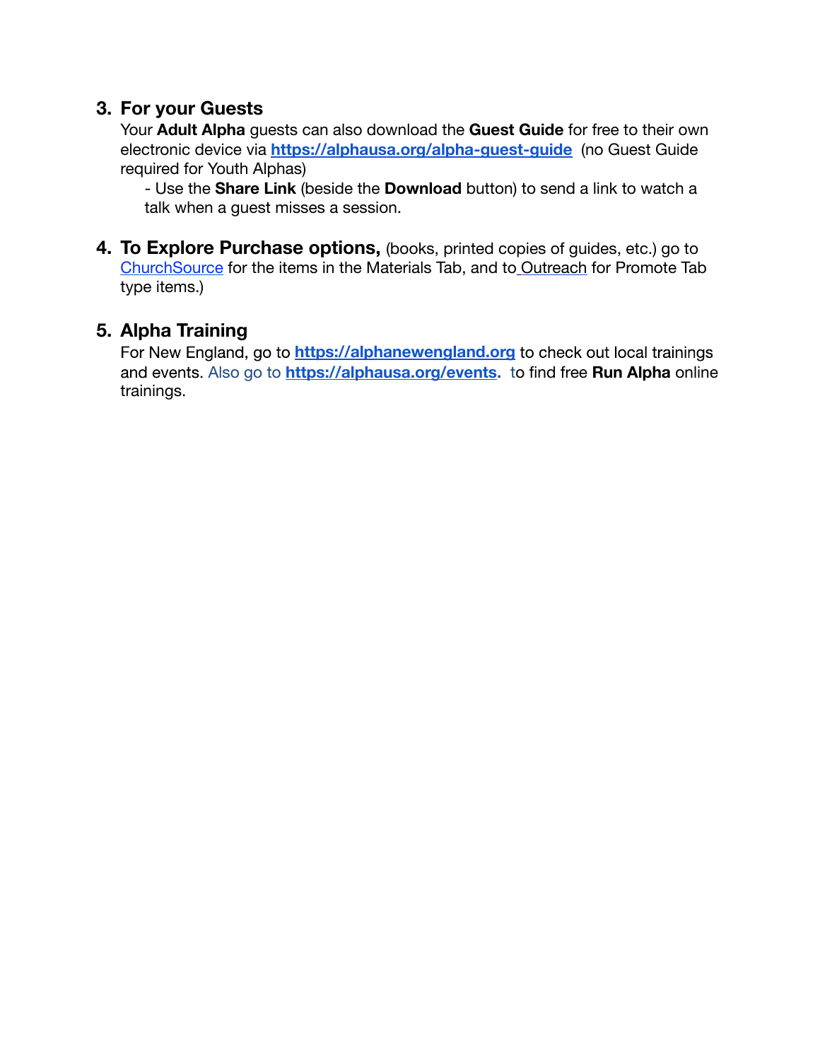3. **For your Guests**
   Your **Adult Alpha** guests can also download the **Guest Guide** for free to their own electronic device via **https://alphausa.org/alpha-guest-guide** (no Guest Guide required for Youth Alphas)
   - Use the **Share Link** (beside the **Download** button) to send a link to watch a talk when a guest misses a session.

4. **To Explore Purchase options,** (books, printed copies of guides, etc.) go to ChurchSource for the items in the Materials Tab, and to Outreach for Promote Tab type items.)

5. **Alpha Training**
   For New England, go to **https://alphanewengland.org** to check out local trainings and events. Also go to **https://alphausa.org/events.** to find free **Run Alpha** online trainings.